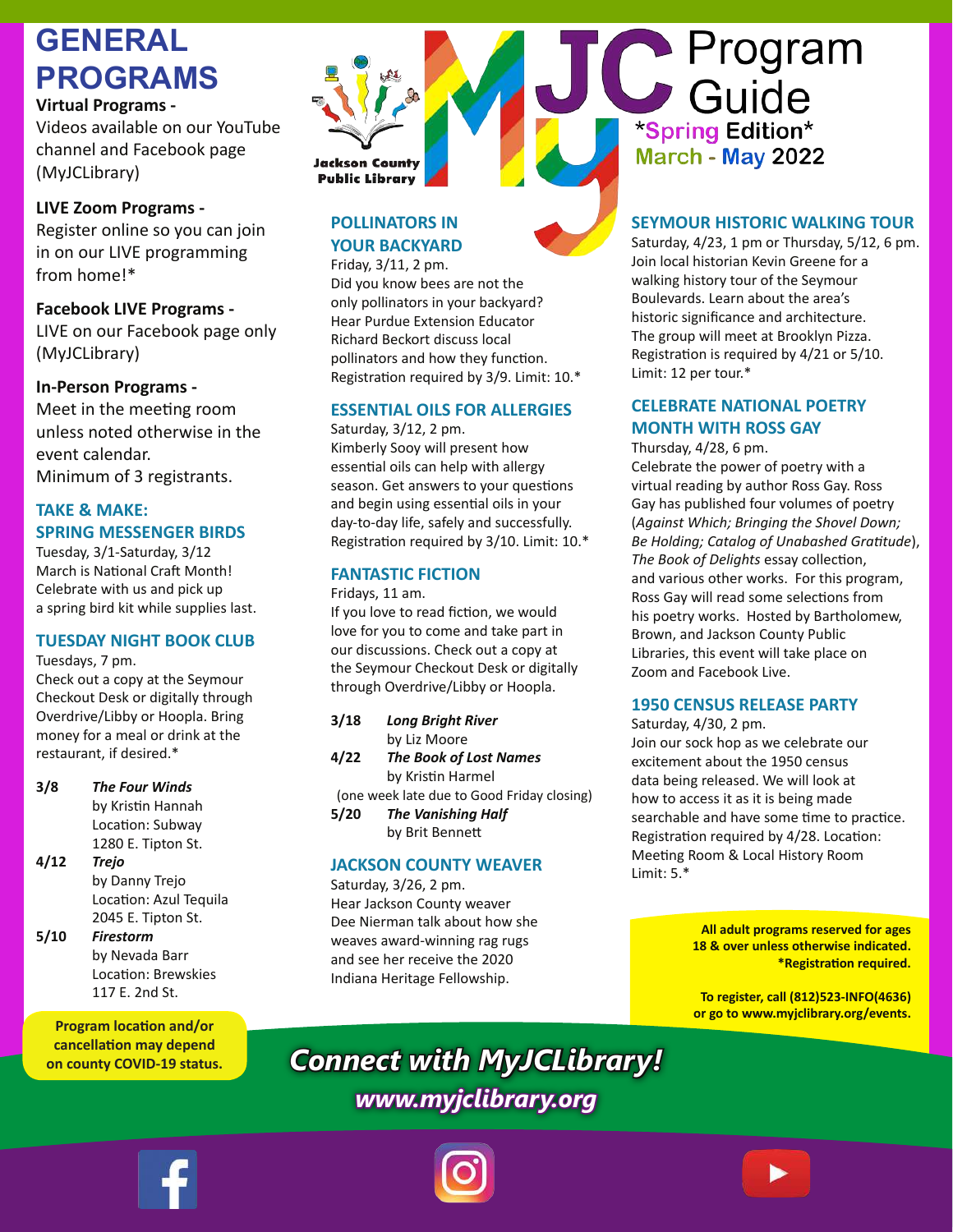# MyJC Program Guide

*Spring Edition*
March - May 2022

Jackson County Public Library

## GENERAL PROGRAMS

**Virtual Programs -**
Videos available on our YouTube channel and Facebook page (MyJCLibrary)

**LIVE Zoom Programs -**
Register online so you can join in on our LIVE programming from home!*

**Facebook LIVE Programs -**
LIVE on our Facebook page only (MyJCLibrary)

**In-Person Programs -**
Meet in the meeting room unless noted otherwise in the event calendar.
Minimum of 3 registrants.

### TAKE & MAKE: SPRING MESSENGER BIRDS

Tuesday, 3/1-Saturday, 3/12
March is National Craft Month! Celebrate with us and pick up a spring bird kit while supplies last.

### TUESDAY NIGHT BOOK CLUB

Tuesdays, 7 pm.
Check out a copy at the Seymour Checkout Desk or digitally through Overdrive/Libby or Hoopla. Bring money for a meal or drink at the restaurant, if desired.*

**3/8** ***The Four Winds*** by Kristin Hannah
Location: Subway
1280 E. Tipton St.

**4/12** ***Trejo*** by Danny Trejo
Location: Azul Tequila
2045 E. Tipton St.

**5/10** ***Firestorm*** by Nevada Barr
Location: Brewskies
117 E. 2nd St.

**Program location and/or cancellation may depend on county COVID-19 status.**

### POLLINATORS IN YOUR BACKYARD

Friday, 3/11, 2 pm.
Did you know bees are not the only pollinators in your backyard? Hear Purdue Extension Educator Richard Beckort discuss local pollinators and how they function.
Registration required by 3/9. Limit: 10.*

### ESSENTIAL OILS FOR ALLERGIES

Saturday, 3/12, 2 pm.
Kimberly Sooy will present how essential oils can help with allergy season. Get answers to your questions and begin using essential oils in your day-to-day life, safely and successfully.
Registration required by 3/10. Limit: 10.*

### FANTASTIC FICTION

Fridays, 11 am.
If you love to read fiction, we would love for you to come and take part in our discussions. Check out a copy at the Seymour Checkout Desk or digitally through Overdrive/Libby or Hoopla.

**3/18** ***Long Bright River*** by Liz Moore

**4/22** ***The Book of Lost Names*** by Kristin Harmel
(one week late due to Good Friday closing)

**5/20** ***The Vanishing Half*** by Brit Bennett

### JACKSON COUNTY WEAVER

Saturday, 3/26, 2 pm.
Hear Jackson County weaver Dee Nierman talk about how she weaves award-winning rag rugs and see her receive the 2020 Indiana Heritage Fellowship.

### SEYMOUR HISTORIC WALKING TOUR

Saturday, 4/23, 1 pm or Thursday, 5/12, 6 pm.
Join local historian Kevin Greene for a walking history tour of the Seymour Boulevards. Learn about the area's historic significance and architecture. The group will meet at Brooklyn Pizza.
Registration is required by 4/21 or 5/10.
Limit: 12 per tour.*

### CELEBRATE NATIONAL POETRY MONTH WITH ROSS GAY

Thursday, 4/28, 6 pm.
Celebrate the power of poetry with a virtual reading by author Ross Gay. Ross Gay has published four volumes of poetry (*Against Which; Bringing the Shovel Down; Be Holding; Catalog of Unabashed Gratitude*), *The Book of Delights* essay collection, and various other works. For this program, Ross Gay will read some selections from his poetry works. Hosted by Bartholomew, Brown, and Jackson County Public Libraries, this event will take place on Zoom and Facebook Live.

### 1950 CENSUS RELEASE PARTY

Saturday, 4/30, 2 pm.
Join our sock hop as we celebrate our excitement about the 1950 census data being released. We will look at how to access it as it is being made searchable and have some time to practice.
Registration required by 4/28. Location: Meeting Room & Local History Room
Limit: 5.*

**All adult programs reserved for ages 18 & over unless otherwise indicated.**
***Registration required.**

**To register, call (812)523-INFO(4636) or go to www.myjclibrary.org/events.**

## Connect with MyJCLibrary!

www.myjclibrary.org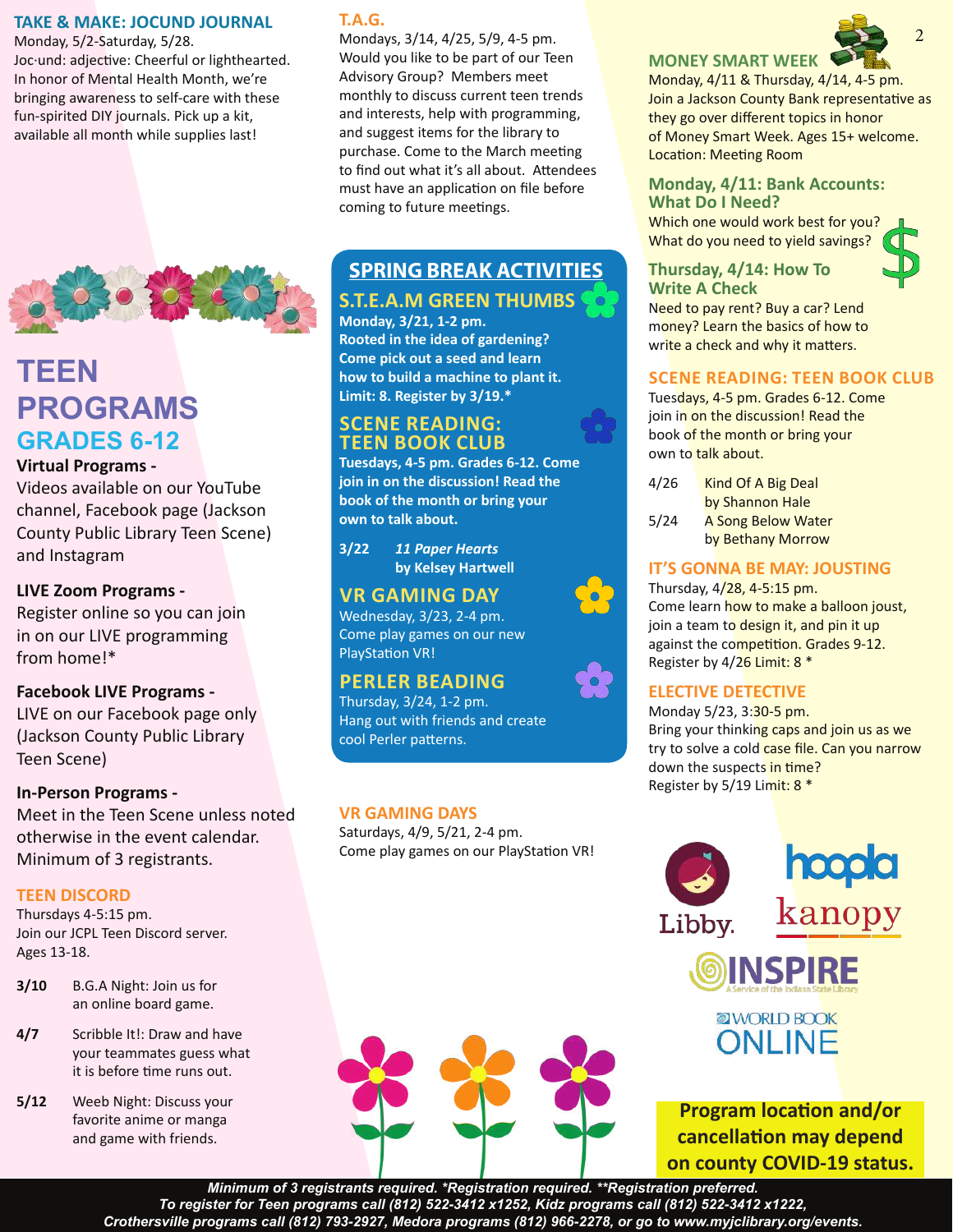## TAKE & MAKE: JOCUND JOURNAL

Monday, 5/2-Saturday, 5/28.
Joc·und: adjective: Cheerful or lighthearted. In honor of Mental Health Month, we're bringing awareness to self-care with these fun-spirited DIY journals. Pick up a kit, available all month while supplies last!

# TEEN PROGRAMS

## GRADES 6-12

**Virtual Programs -**
Videos available on our YouTube channel, Facebook page (Jackson County Public Library Teen Scene) and Instagram

**LIVE Zoom Programs -**
Register online so you can join in on our LIVE programming from home!*

**Facebook LIVE Programs -**
LIVE on our Facebook page only (Jackson County Public Library Teen Scene)

**In-Person Programs -**
Meet in the Teen Scene unless noted otherwise in the event calendar. Minimum of 3 registrants.

## TEEN DISCORD

Thursdays 4-5:15 pm.
Join our JCPL Teen Discord server.
Ages 13-18.

- **3/10** B.G.A Night: Join us for an online board game.
- **4/7** Scribble It!: Draw and have your teammates guess what it is before time runs out.
- **5/12** Weeb Night: Discuss your favorite anime or manga and game with friends.

## T.A.G.

Mondays, 3/14, 4/25, 5/9, 4-5 pm.
Would you like to be part of our Teen Advisory Group? Members meet monthly to discuss current teen trends and interests, help with programming, and suggest items for the library to purchase. Come to the March meeting to find out what it's all about. Attendees must have an application on file before coming to future meetings.

## SPRING BREAK ACTIVITIES

### S.T.E.A.M GREEN THUMBS

**Monday, 3/21, 1-2 pm.**
**Rooted in the idea of gardening? Come pick out a seed and learn how to build a machine to plant it. Limit: 8. Register by 3/19.***

### SCENE READING: TEEN BOOK CLUB

**Tuesdays, 4-5 pm. Grades 6-12. Come join in on the discussion! Read the book of the month or bring your own to talk about.**

**3/22** ***11 Paper Hearts* by Kelsey Hartwell**

### VR GAMING DAY

Wednesday, 3/23, 2-4 pm.
Come play games on our new PlayStation VR!

### PERLER BEADING

Thursday, 3/24, 1-2 pm.
Hang out with friends and create cool Perler patterns.

## VR GAMING DAYS

Saturdays, 4/9, 5/21, 2-4 pm.
Come play games on our PlayStation VR!

## MONEY SMART WEEK

Monday, 4/11 & Thursday, 4/14, 4-5 pm.
Join a Jackson County Bank representative as they go over different topics in honor of Money Smart Week. Ages 15+ welcome.
Location: Meeting Room

### Monday, 4/11: Bank Accounts: What Do I Need?

Which one would work best for you? What do you need to yield savings?

### Thursday, 4/14: How To Write A Check

Need to pay rent? Buy a car? Lend money? Learn the basics of how to write a check and why it matters.

## SCENE READING: TEEN BOOK CLUB

Tuesdays, 4-5 pm. Grades 6-12. Come join in on the discussion! Read the book of the month or bring your own to talk about.

- 4/26 Kind Of A Big Deal by Shannon Hale
- 5/24 A Song Below Water by Bethany Morrow

## IT'S GONNA BE MAY: JOUSTING

Thursday, 4/28, 4-5:15 pm.
Come learn how to make a balloon joust, join a team to design it, and pin it up against the competition. Grades 9-12.
Register by 4/26 Limit: 8 *

## ELECTIVE DETECTIVE

Monday 5/23, 3:30-5 pm.
Bring your thinking caps and join us as we try to solve a cold case file. Can you narrow down the suspects in time?
Register by 5/19 Limit: 8 *

Libby. hoopla kanopy INSPIRE (A Service of the Indiana State Library) WORLD BOOK ONLINE

**Program location and/or cancellation may depend on county COVID-19 status.**

***Minimum of 3 registrants required. *Registration required. **Registration preferred.***
***To register for Teen programs call (812) 522-3412 x1252, Kidz programs call (812) 522-3412 x1222, Crothersville programs call (812) 793-2927, Medora programs (812) 966-2278, or go to www.myjclibrary.org/events.***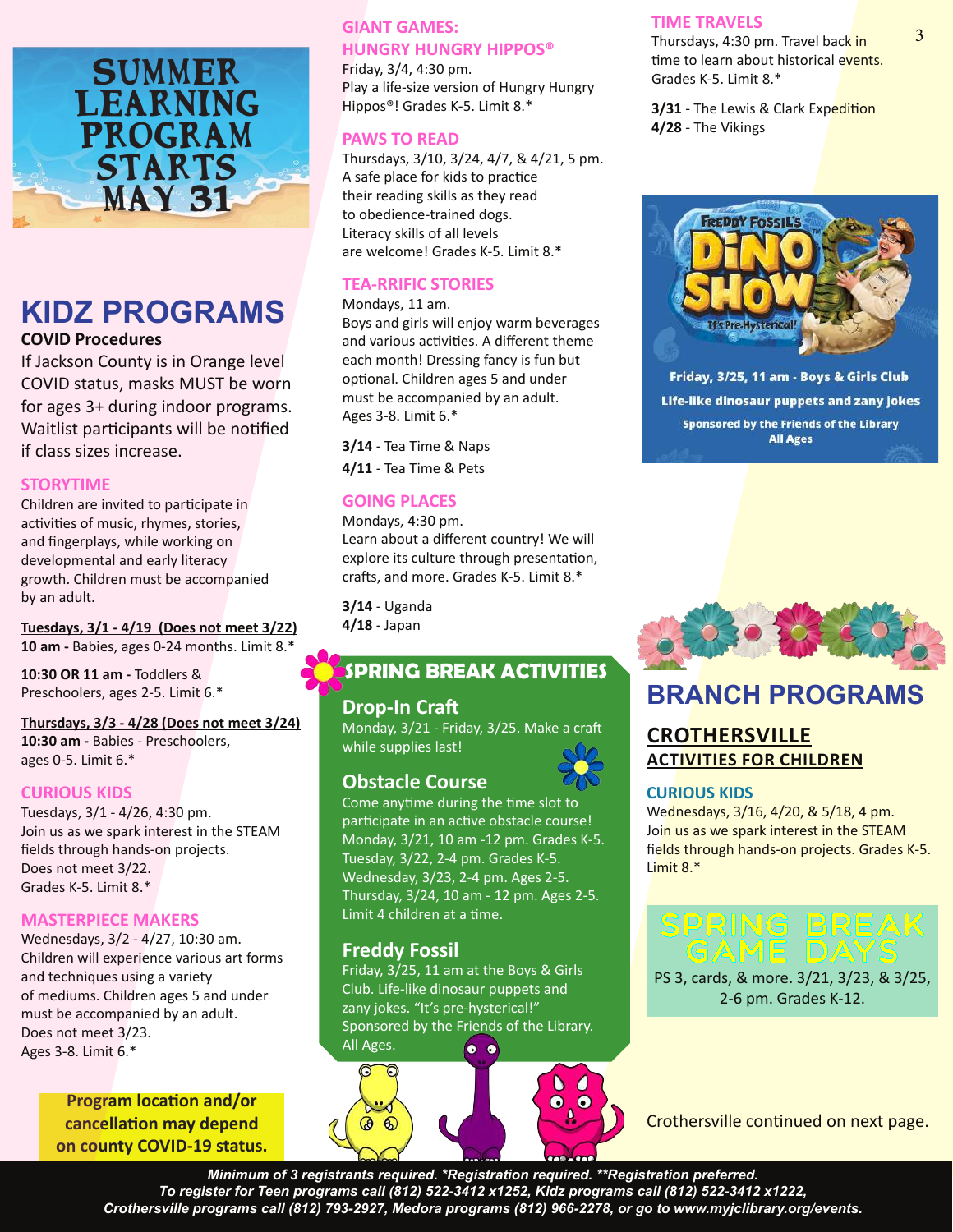SUMMER LEARNING PROGRAM STARTS MAY 31

# KIDZ PROGRAMS

**COVID Procedures**

If Jackson County is in Orange level COVID status, masks MUST be worn for ages 3+ during indoor programs. Waitlist participants will be notified if class sizes increase.

## STORYTIME

Children are invited to participate in activities of music, rhymes, stories, and fingerplays, while working on developmental and early literacy growth. Children must be accompanied by an adult.

**Tuesdays, 3/1 - 4/19 (Does not meet 3/22)**
**10 am -** Babies, ages 0-24 months. Limit 8.*

**10:30 OR 11 am -** Toddlers & Preschoolers, ages 2-5. Limit 6.*

**Thursdays, 3/3 - 4/28 (Does not meet 3/24)**
**10:30 am -** Babies - Preschoolers, ages 0-5. Limit 6.*

## CURIOUS KIDS

Tuesdays, 3/1 - 4/26, 4:30 pm.
Join us as we spark interest in the STEAM fields through hands-on projects.
Does not meet 3/22.
Grades K-5. Limit 8.*

## MASTERPIECE MAKERS

Wednesdays, 3/2 - 4/27, 10:30 am.
Children will experience various art forms and techniques using a variety of mediums. Children ages 5 and under must be accompanied by an adult.
Does not meet 3/23.
Ages 3-8. Limit 6.*

**Program location and/or cancellation may depend on county COVID-19 status.**

## GIANT GAMES: HUNGRY HUNGRY HIPPOS®

Friday, 3/4, 4:30 pm.
Play a life-size version of Hungry Hungry Hippos®! Grades K-5. Limit 8.*

## PAWS TO READ

Thursdays, 3/10, 3/24, 4/7, & 4/21, 5 pm.
A safe place for kids to practice their reading skills as they read to obedience-trained dogs.
Literacy skills of all levels are welcome! Grades K-5. Limit 8.*

## TEA-RRIFIC STORIES

Mondays, 11 am.
Boys and girls will enjoy warm beverages and various activities. A different theme each month! Dressing fancy is fun but optional. Children ages 5 and under must be accompanied by an adult.
Ages 3-8. Limit 6.*

**3/14** - Tea Time & Naps
**4/11** - Tea Time & Pets

## GOING PLACES

Mondays, 4:30 pm.
Learn about a different country! We will explore its culture through presentation, crafts, and more. Grades K-5. Limit 8.*

**3/14** - Uganda
**4/18** - Japan

## SPRING BREAK ACTIVITIES

### Drop-In Craft

Monday, 3/21 - Friday, 3/25. Make a craft while supplies last!

### Obstacle Course

Come anytime during the time slot to participate in an active obstacle course!
Monday, 3/21, 10 am -12 pm. Grades K-5.
Tuesday, 3/22, 2-4 pm. Grades K-5.
Wednesday, 3/23, 2-4 pm. Ages 2-5.
Thursday, 3/24, 10 am - 12 pm. Ages 2-5.
Limit 4 children at a time.

### Freddy Fossil

Friday, 3/25, 11 am at the Boys & Girls Club. Life-like dinosaur puppets and zany jokes. "It's pre-hysterical!" Sponsored by the Friends of the Library.
All Ages.

## TIME TRAVELS

Thursdays, 4:30 pm. Travel back in time to learn about historical events.
Grades K-5. Limit 8.*

**3/31** - The Lewis & Clark Expedition
**4/28** - The Vikings

**FREDDY FOSSIL'S DINO SHOW** — It's Pre-Hysterical!

**Friday, 3/25, 11 am - Boys & Girls Club**
**Life-like dinosaur puppets and zany jokes**
**Sponsored by the Friends of the Library**
**All Ages**

# BRANCH PROGRAMS

## CROTHERSVILLE

### ACTIVITIES FOR CHILDREN

#### CURIOUS KIDS

Wednesdays, 3/16, 4/20, & 5/18, 4 pm.
Join us as we spark interest in the STEAM fields through hands-on projects. Grades K-5.
Limit 8.*

#### SPRING BREAK GAME DAYS

PS 3, cards, & more. 3/21, 3/23, & 3/25, 2-6 pm. Grades K-12.

Crothersville continued on next page.

*Minimum of 3 registrants required. *Registration required. **Registration preferred.*
*To register for Teen programs call (812) 522-3412 x1252, Kidz programs call (812) 522-3412 x1222, Crothersville programs call (812) 793-2927, Medora programs (812) 966-2278, or go to www.myjclibrary.org/events.*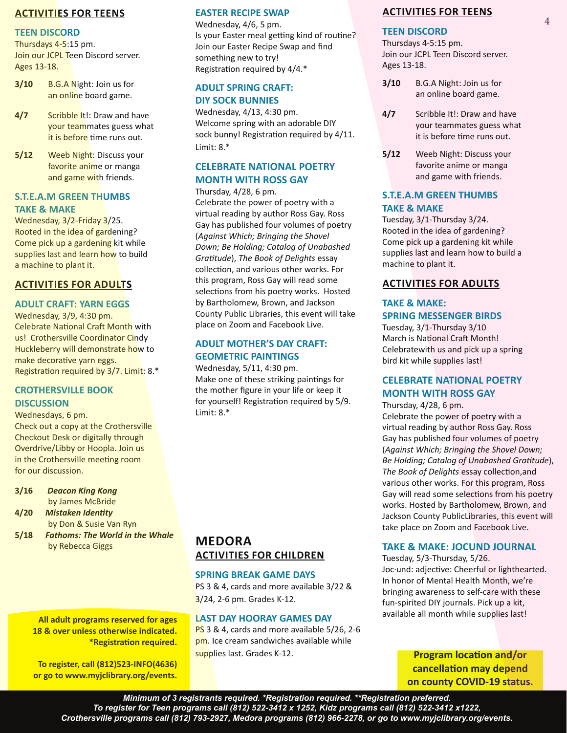## ACTIVITIES FOR TEENS

### TEEN DISCORD

Thursdays 4-5:15 pm.
Join our JCPL Teen Discord server.
Ages 13-18.

- **3/10** B.G.A Night: Join us for an online board game.
- **4/7** Scribble It!: Draw and have your teammates guess what it is before time runs out.
- **5/12** Weeb Night: Discuss your favorite anime or manga and game with friends.

### S.T.E.A.M GREEN THUMBS TAKE & MAKE

Wednesday, 3/2-Friday 3/25.
Rooted in the idea of gardening? Come pick up a gardening kit while supplies last and learn how to build a machine to plant it.

## ACTIVITIES FOR ADULTS

### ADULT CRAFT: YARN EGGS

Wednesday, 3/9, 4:30 pm.
Celebrate National Craft Month with us! Crothersville Coordinator Cindy Huckleberry will demonstrate how to make decorative yarn eggs. Registration required by 3/7. Limit: 8.*

### CROTHERSVILLE BOOK DISCUSSION

Wednesdays, 6 pm.
Check out a copy at the Crothersville Checkout Desk or digitally through Overdrive/Libby or Hoopla. Join us in the Crothersville meeting room for our discussion.

- **3/16** *Deacon King Kong* by James McBride
- **4/20** *Mistaken Identity* by Don & Susie Van Ryn
- **5/18** *Fathoms: The World in the Whale* by Rebecca Giggs

**All adult programs reserved for ages 18 & over unless otherwise indicated. *Registration required.**

**To register, call (812)523-INFO(4636) or go to www.myjclibrary.org/events.**

### EASTER RECIPE SWAP

Wednesday, 4/6, 5 pm.
Is your Easter meal getting kind of routine? Join our Easter Recipe Swap and find something new to try!
Registration required by 4/4.*

### ADULT SPRING CRAFT: DIY SOCK BUNNIES

Wednesday, 4/13, 4:30 pm.
Welcome spring with an adorable DIY sock bunny! Registration required by 4/11. Limit: 8.*

### CELEBRATE NATIONAL POETRY MONTH WITH ROSS GAY

Thursday, 4/28, 6 pm.
Celebrate the power of poetry with a virtual reading by author Ross Gay. Ross Gay has published four volumes of poetry (*Against Which; Bringing the Shovel Down; Be Holding; Catalog of Unabashed Gratitude*), *The Book of Delights* essay collection, and various other works. For this program, Ross Gay will read some selections from his poetry works. Hosted by Bartholomew, Brown, and Jackson County Public Libraries, this event will take place on Zoom and Facebook Live.

### ADULT MOTHER'S DAY CRAFT: GEOMETRIC PAINTINGS

Wednesday, 5/11, 4:30 pm.
Make one of these striking paintings for the mother figure in your life or keep it for yourself! Registration required by 5/9. Limit: 8.*

# MEDORA

## ACTIVITIES FOR CHILDREN

### SPRING BREAK GAME DAYS

PS 3 & 4, cards and more available 3/22 & 3/24, 2-6 pm. Grades K-12.

### LAST DAY HOORAY GAMES DAY

PS 3 & 4, cards and more available 5/26, 2-6 pm. Ice cream sandwiches available while supplies last. Grades K-12.

## ACTIVITIES FOR TEENS

### TEEN DISCORD

Thursdays 4-5:15 pm.
Join our JCPL Teen Discord server.
Ages 13-18.

- **3/10** B.G.A Night: Join us for an online board game.
- **4/7** Scribble It!: Draw and have your teammates guess what it is before time runs out.
- **5/12** Weeb Night: Discuss your favorite anime or manga and game with friends.

### S.T.E.A.M GREEN THUMBS TAKE & MAKE

Tuesday, 3/1-Thursday 3/24.
Rooted in the idea of gardening? Come pick up a gardening kit while supplies last and learn how to build a machine to plant it.

## ACTIVITIES FOR ADULTS

### TAKE & MAKE: SPRING MESSENGER BIRDS

Tuesday, 3/1-Thursday 3/10
March is National Craft Month! Celebratewith us and pick up a spring bird kit while supplies last!

### CELEBRATE NATIONAL POETRY MONTH WITH ROSS GAY

Thursday, 4/28, 6 pm.
Celebrate the power of poetry with a virtual reading by author Ross Gay. Ross Gay has published four volumes of poetry (*Against Which; Bringing the Shovel Down; Be Holding; Catalog of Unabashed Gratitude*), *The Book of Delights* essay collection,and various other works. For this program, Ross Gay will read some selections from his poetry works. Hosted by Bartholomew, Brown, and Jackson County PublicLibraries, this event will take place on Zoom and Facebook Live.

### TAKE & MAKE: JOCUND JOURNAL

Tuesday, 5/3-Thursday, 5/26.
Joc·und: adjective: Cheerful or lighthearted. In honor of Mental Health Month, we're bringing awareness to self-care with these fun-spirited DIY journals. Pick up a kit, available all month while supplies last!

**Program location and/or cancellation may depend on county COVID-19 status.**

*Minimum of 3 registrants required. *Registration required. **Registration preferred.*
*To register for Teen programs call (812) 522-3412 x 1252, Kidz programs call (812) 522-3412 x1222, Crothersville programs call (812) 793-2927, Medora programs (812) 966-2278, or go to www.myjclibrary.org/events.*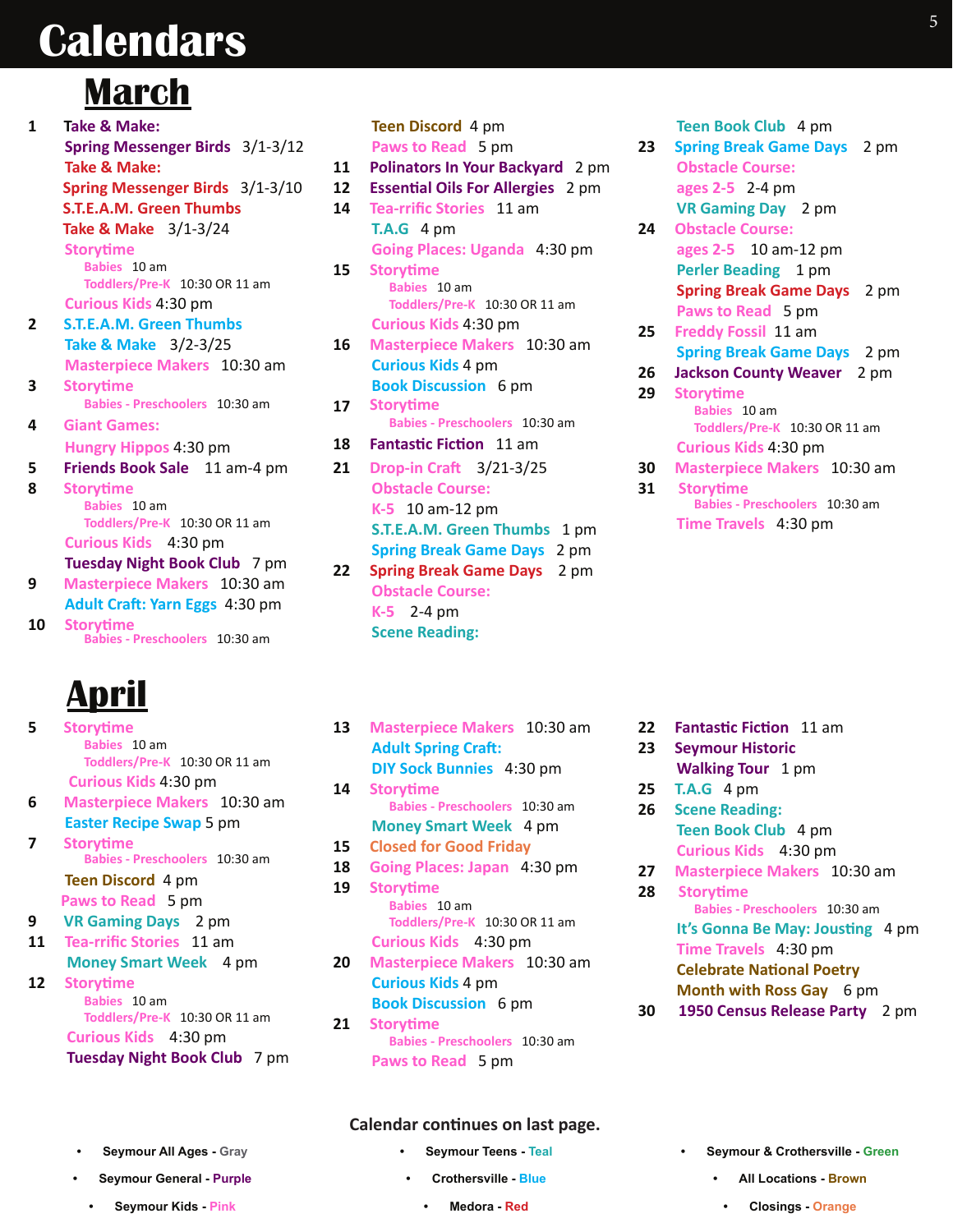# Calendars

## March

**1**
- Take & Make: Spring Messenger Birds 3/1-3/12
- Take & Make: Spring Messenger Birds 3/1-3/10
- S.T.E.A.M. Green Thumbs Take & Make 3/1-3/24
- Storytime
  - Babies 10 am
  - Toddlers/Pre-K 10:30 OR 11 am
- Curious Kids 4:30 pm

**2**
- S.T.E.A.M. Green Thumbs Take & Make 3/2-3/25
- Masterpiece Makers 10:30 am

**3**
- Storytime
  - Babies - Preschoolers 10:30 am

**4**
- Giant Games: Hungry Hippos 4:30 pm

**5**
- Friends Book Sale 11 am-4 pm

**8**
- Storytime
  - Babies 10 am
  - Toddlers/Pre-K 10:30 OR 11 am
- Curious Kids 4:30 pm
- Tuesday Night Book Club 7 pm

**9**
- Masterpiece Makers 10:30 am
- Adult Craft: Yarn Eggs 4:30 pm

**10**
- Storytime
  - Babies - Preschoolers 10:30 am
- Teen Discord 4 pm
- Paws to Read 5 pm

**11**
- Polinators In Your Backyard 2 pm

**12**
- Essential Oils For Allergies 2 pm

**14**
- Tea-rrific Stories 11 am
- T.A.G 4 pm
- Going Places: Uganda 4:30 pm

**15**
- Storytime
  - Babies 10 am
  - Toddlers/Pre-K 10:30 OR 11 am
- Curious Kids 4:30 pm

**16**
- Masterpiece Makers 10:30 am
- Curious Kids 4 pm
- Book Discussion 6 pm

**17**
- Storytime
  - Babies - Preschoolers 10:30 am

**18**
- Fantastic Fiction 11 am

**21**
- Drop-in Craft 3/21-3/25
- Obstacle Course: K-5 10 am-12 pm
- S.T.E.A.M. Green Thumbs 1 pm
- Spring Break Game Days 2 pm

**22**
- Spring Break Game Days 2 pm
- Obstacle Course: K-5 2-4 pm
- Scene Reading: Teen Book Club 4 pm

**23**
- Spring Break Game Days 2 pm
- Obstacle Course: ages 2-5 2-4 pm
- VR Gaming Day 2 pm

**24**
- Obstacle Course: ages 2-5 10 am-12 pm
- Perler Beading 1 pm
- Spring Break Game Days 2 pm
- Paws to Read 5 pm

**25**
- Freddy Fossil 11 am
- Spring Break Game Days 2 pm

**26**
- Jackson County Weaver 2 pm

**29**
- Storytime
  - Babies 10 am
  - Toddlers/Pre-K 10:30 OR 11 am
- Curious Kids 4:30 pm

**30**
- Masterpiece Makers 10:30 am

**31**
- Storytime
  - Babies - Preschoolers 10:30 am
- Time Travels 4:30 pm

## April

**5**
- Storytime
  - Babies 10 am
  - Toddlers/Pre-K 10:30 OR 11 am
- Curious Kids 4:30 pm

**6**
- Masterpiece Makers 10:30 am
- Easter Recipe Swap 5 pm

**7**
- Storytime
  - Babies - Preschoolers 10:30 am
- Teen Discord 4 pm
- Paws to Read 5 pm

**9**
- VR Gaming Days 2 pm

**11**
- Tea-rrific Stories 11 am
- Money Smart Week 4 pm

**12**
- Storytime
  - Babies 10 am
  - Toddlers/Pre-K 10:30 OR 11 am
- Curious Kids 4:30 pm
- Tuesday Night Book Club 7 pm

**13**
- Masterpiece Makers 10:30 am
- Adult Spring Craft: DIY Sock Bunnies 4:30 pm

**14**
- Storytime
  - Babies - Preschoolers 10:30 am
- Money Smart Week 4 pm

**15**
- Closed for Good Friday

**18**
- Going Places: Japan 4:30 pm

**19**
- Storytime
  - Babies 10 am
  - Toddlers/Pre-K 10:30 OR 11 am
- Curious Kids 4:30 pm

**20**
- Masterpiece Makers 10:30 am
- Curious Kids 4 pm
- Book Discussion 6 pm

**21**
- Storytime
  - Babies - Preschoolers 10:30 am
- Paws to Read 5 pm

**22**
- Fantastic Fiction 11 am

**23**
- Seymour Historic Walking Tour 1 pm

**25**
- T.A.G 4 pm

**26**
- Scene Reading: Teen Book Club 4 pm
- Curious Kids 4:30 pm

**27**
- Masterpiece Makers 10:30 am

**28**
- Storytime
  - Babies - Preschoolers 10:30 am
- It's Gonna Be May: Jousting 4 pm
- Time Travels 4:30 pm
- Celebrate National Poetry Month with Ross Gay 6 pm

**30**
- 1950 Census Release Party 2 pm

**Calendar continues on last page.**

- Seymour All Ages - Gray
- Seymour General - Purple
- Seymour Kids - Pink
- Seymour Teens - Teal
- Crothersville - Blue
- Medora - Red
- Seymour & Crothersville - Green
- All Locations - Brown
- Closings - Orange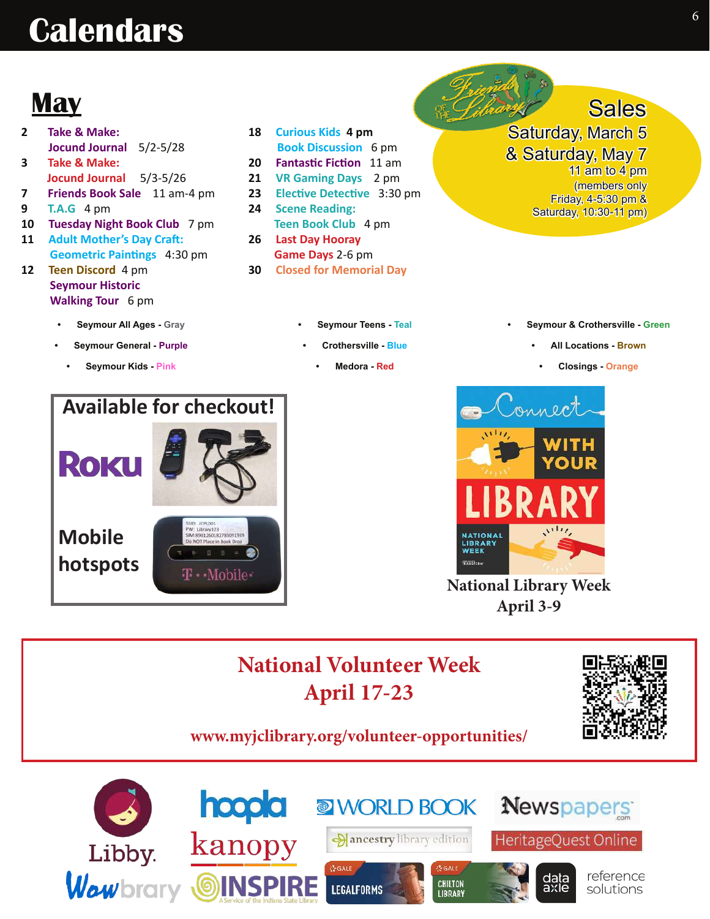# Calendars

## May

2 **Take & Make: Jocund Journal** 5/2-5/28

3 **Take & Make: Jocund Journal** 5/3-5/26

7 **Friends Book Sale** 11 am-4 pm

9 **T.A.G** 4 pm

10 **Tuesday Night Book Club** 7 pm

11 **Adult Mother's Day Craft: Geometric Paintings** 4:30 pm

12 **Teen Discord** 4 pm
**Seymour Historic Walking Tour** 6 pm

18 **Curious Kids** 4 pm
**Book Discussion** 6 pm

20 **Fantastic Fiction** 11 am

21 **VR Gaming Days** 2 pm

23 **Elective Detective** 3:30 pm

24 **Scene Reading: Teen Book Club** 4 pm

26 **Last Day Hooray Game Days** 2-6 pm

30 **Closed for Memorial Day**

Friends of the Library

**Sales**
Saturday, March 5
& Saturday, May 7
11 am to 4 pm
(members only
Friday, 4-5:30 pm &
Saturday, 10:30-11 pm)

- Seymour All Ages - Gray
- Seymour General - Purple
- Seymour Kids - Pink
- Seymour Teens - Teal
- Crothersville - Blue
- Medora - Red
- Seymour & Crothersville - Green
- All Locations - Brown
- Closings - Orange

**Available for checkout!**

Roku

Mobile hotspots

Connect WITH YOUR LIBRARY
NATIONAL LIBRARY WEEK

**National Library Week**
**April 3-9**

## National Volunteer Week
## April 17-23

www.myjclibrary.org/volunteer-opportunities/

Libby. hoopla kanopy WORLD BOOK ancestry library edition Newspapers.com HeritageQuest Online Wowbrary INSPIRE GALE LEGALFORMS GALE CHILTON LIBRARY data axle reference solutions